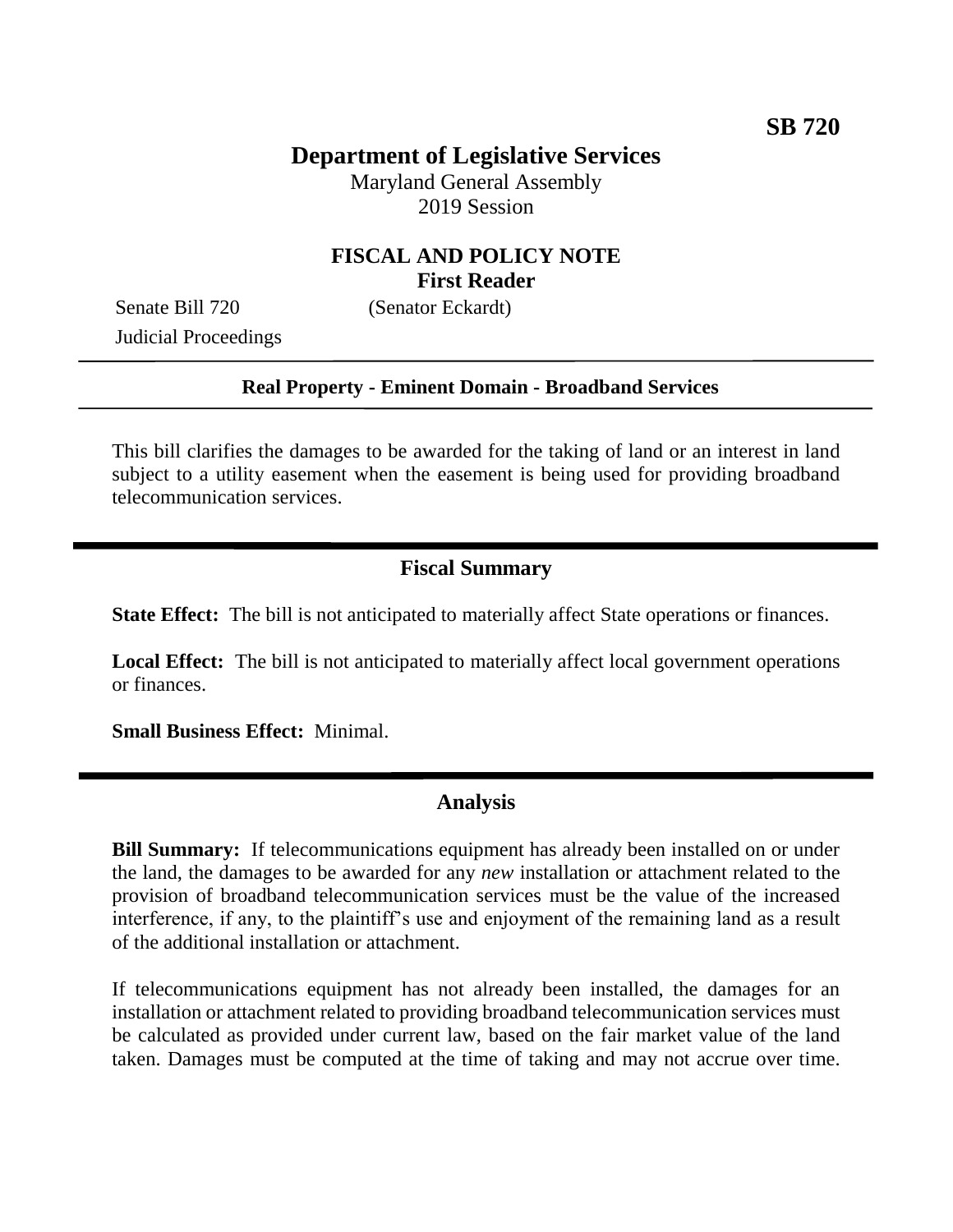**SB 720**

# Department of Legislative Services

Maryland General Assembly
2019 Session

## FISCAL AND POLICY NOTE
**First Reader**

Senate Bill 720 (Senator Eckardt)
Judicial Proceedings

---

**Real Property - Eminent Domain - Broadband Services**

---

This bill clarifies the damages to be awarded for the taking of land or an interest in land subject to a utility easement when the easement is being used for providing broadband telecommunication services.

## Fiscal Summary

**State Effect:** The bill is not anticipated to materially affect State operations or finances.

**Local Effect:** The bill is not anticipated to materially affect local government operations or finances.

**Small Business Effect:** Minimal.

## Analysis

**Bill Summary:** If telecommunications equipment has already been installed on or under the land, the damages to be awarded for any *new* installation or attachment related to the provision of broadband telecommunication services must be the value of the increased interference, if any, to the plaintiff's use and enjoyment of the remaining land as a result of the additional installation or attachment.

If telecommunications equipment has not already been installed, the damages for an installation or attachment related to providing broadband telecommunication services must be calculated as provided under current law, based on the fair market value of the land taken. Damages must be computed at the time of taking and may not accrue over time.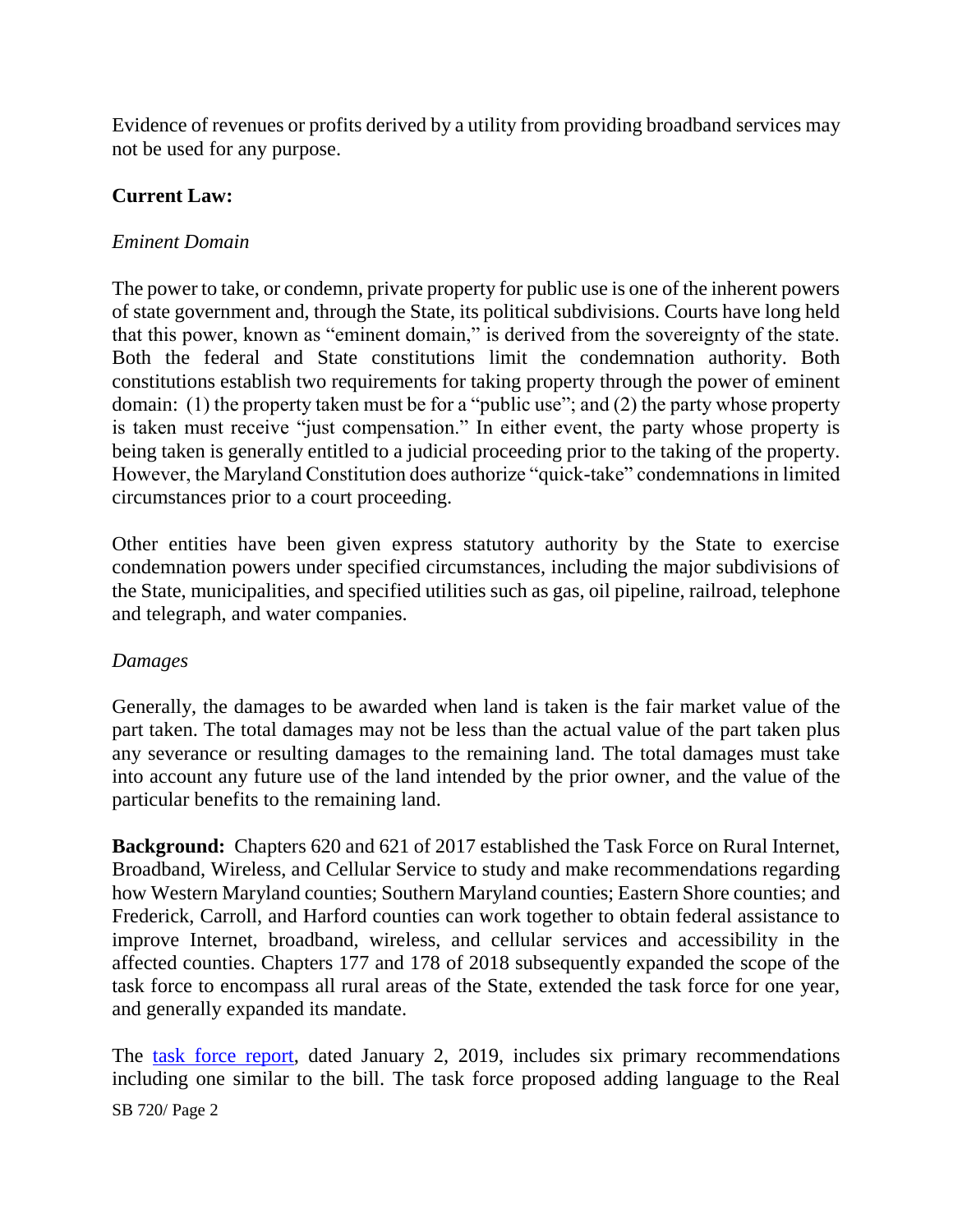Evidence of revenues or profits derived by a utility from providing broadband services may not be used for any purpose.

**Current Law:**

*Eminent Domain*

The power to take, or condemn, private property for public use is one of the inherent powers of state government and, through the State, its political subdivisions. Courts have long held that this power, known as "eminent domain," is derived from the sovereignty of the state. Both the federal and State constitutions limit the condemnation authority. Both constitutions establish two requirements for taking property through the power of eminent domain: (1) the property taken must be for a "public use"; and (2) the party whose property is taken must receive "just compensation." In either event, the party whose property is being taken is generally entitled to a judicial proceeding prior to the taking of the property. However, the Maryland Constitution does authorize "quick-take" condemnations in limited circumstances prior to a court proceeding.

Other entities have been given express statutory authority by the State to exercise condemnation powers under specified circumstances, including the major subdivisions of the State, municipalities, and specified utilities such as gas, oil pipeline, railroad, telephone and telegraph, and water companies.

*Damages*

Generally, the damages to be awarded when land is taken is the fair market value of the part taken. The total damages may not be less than the actual value of the part taken plus any severance or resulting damages to the remaining land. The total damages must take into account any future use of the land intended by the prior owner, and the value of the particular benefits to the remaining land.

**Background:** Chapters 620 and 621 of 2017 established the Task Force on Rural Internet, Broadband, Wireless, and Cellular Service to study and make recommendations regarding how Western Maryland counties; Southern Maryland counties; Eastern Shore counties; and Frederick, Carroll, and Harford counties can work together to obtain federal assistance to improve Internet, broadband, wireless, and cellular services and accessibility in the affected counties. Chapters 177 and 178 of 2018 subsequently expanded the scope of the task force to encompass all rural areas of the State, extended the task force for one year, and generally expanded its mandate.

The task force report, dated January 2, 2019, includes six primary recommendations including one similar to the bill. The task force proposed adding language to the Real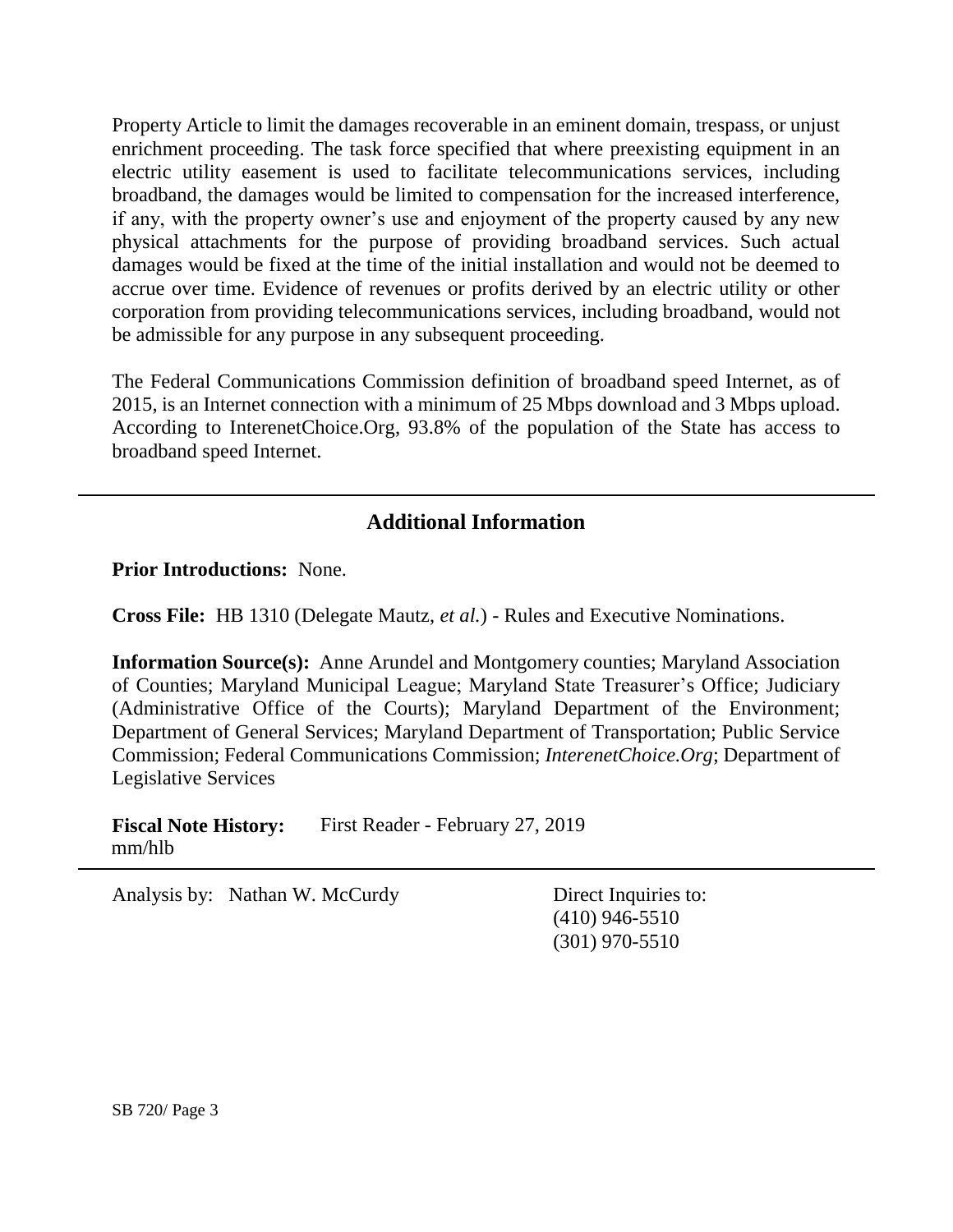Property Article to limit the damages recoverable in an eminent domain, trespass, or unjust enrichment proceeding. The task force specified that where preexisting equipment in an electric utility easement is used to facilitate telecommunications services, including broadband, the damages would be limited to compensation for the increased interference, if any, with the property owner's use and enjoyment of the property caused by any new physical attachments for the purpose of providing broadband services. Such actual damages would be fixed at the time of the initial installation and would not be deemed to accrue over time. Evidence of revenues or profits derived by an electric utility or other corporation from providing telecommunications services, including broadband, would not be admissible for any purpose in any subsequent proceeding.

The Federal Communications Commission definition of broadband speed Internet, as of 2015, is an Internet connection with a minimum of 25 Mbps download and 3 Mbps upload. According to InterenetChoice.Org, 93.8% of the population of the State has access to broadband speed Internet.

## Additional Information

**Prior Introductions:** None.

**Cross File:** HB 1310 (Delegate Mautz, *et al.*) - Rules and Executive Nominations.

**Information Source(s):** Anne Arundel and Montgomery counties; Maryland Association of Counties; Maryland Municipal League; Maryland State Treasurer's Office; Judiciary (Administrative Office of the Courts); Maryland Department of the Environment; Department of General Services; Maryland Department of Transportation; Public Service Commission; Federal Communications Commission; *InterenetChoice.Org*; Department of Legislative Services

**Fiscal Note History:** First Reader - February 27, 2019
mm/hlb

Analysis by: Nathan W. McCurdy

Direct Inquiries to:
(410) 946-5510
(301) 970-5510